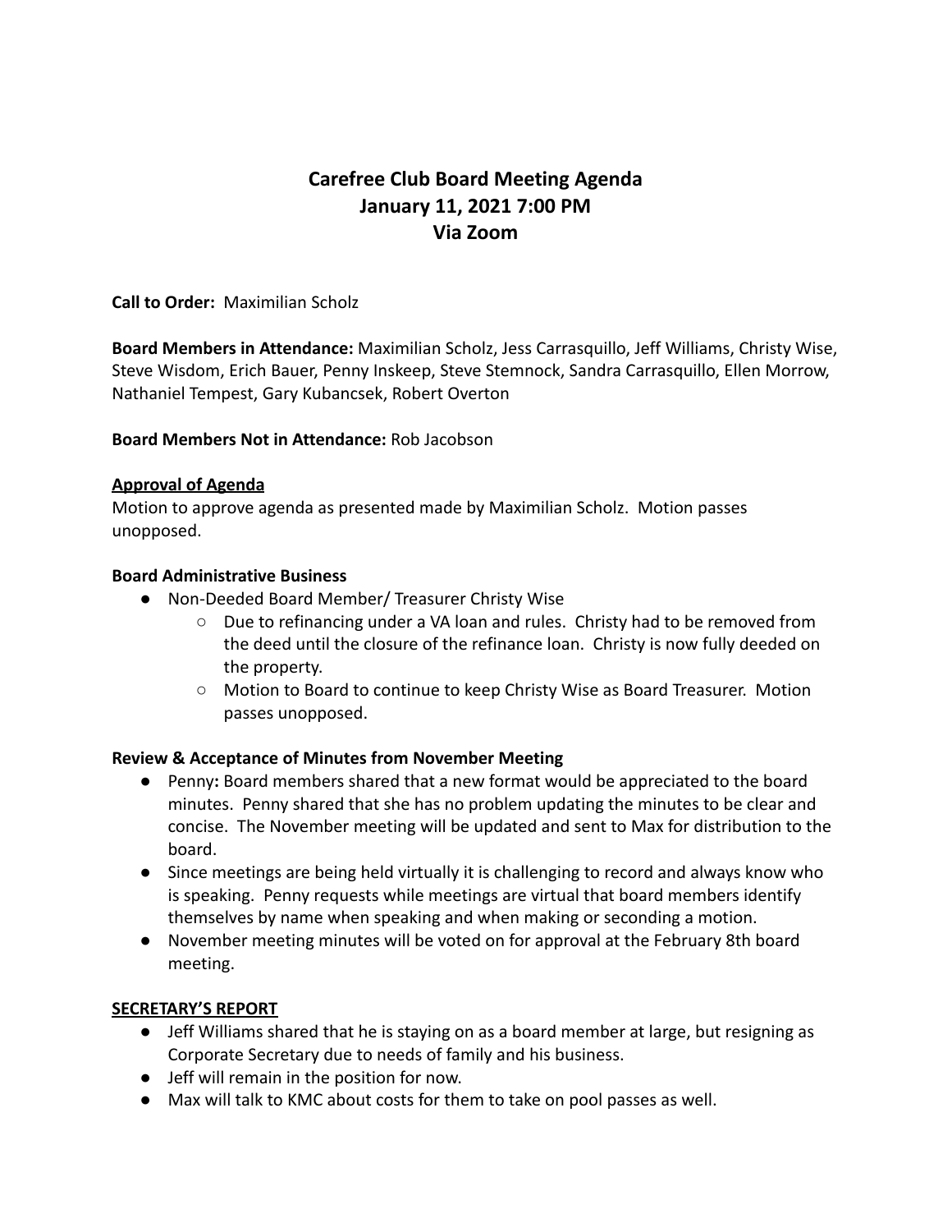# Carefree Club Board Meeting Agenda
# January 11, 2021 7:00 PM
# Via Zoom

**Call to Order:** Maximilian Scholz

**Board Members in Attendance:** Maximilian Scholz, Jess Carrasquillo, Jeff Williams, Christy Wise, Steve Wisdom, Erich Bauer, Penny Inskeep, Steve Stemnock, Sandra Carrasquillo, Ellen Morrow, Nathaniel Tempest, Gary Kubancsek, Robert Overton

**Board Members Not in Attendance:** Rob Jacobson

**<u>Approval of Agenda</u>**

Motion to approve agenda as presented made by Maximilian Scholz. Motion passes unopposed.

**Board Administrative Business**

- Non-Deeded Board Member/ Treasurer Christy Wise
  - Due to refinancing under a VA loan and rules. Christy had to be removed from the deed until the closure of the refinance loan. Christy is now fully deeded on the property.
  - Motion to Board to continue to keep Christy Wise as Board Treasurer. Motion passes unopposed.

**Review & Acceptance of Minutes from November Meeting**

- Penny**:** Board members shared that a new format would be appreciated to the board minutes. Penny shared that she has no problem updating the minutes to be clear and concise. The November meeting will be updated and sent to Max for distribution to the board.
- Since meetings are being held virtually it is challenging to record and always know who is speaking. Penny requests while meetings are virtual that board members identify themselves by name when speaking and when making or seconding a motion.
- November meeting minutes will be voted on for approval at the February 8th board meeting.

**<u>SECRETARY'S REPORT</u>**

- Jeff Williams shared that he is staying on as a board member at large, but resigning as Corporate Secretary due to needs of family and his business.
- Jeff will remain in the position for now.
- Max will talk to KMC about costs for them to take on pool passes as well.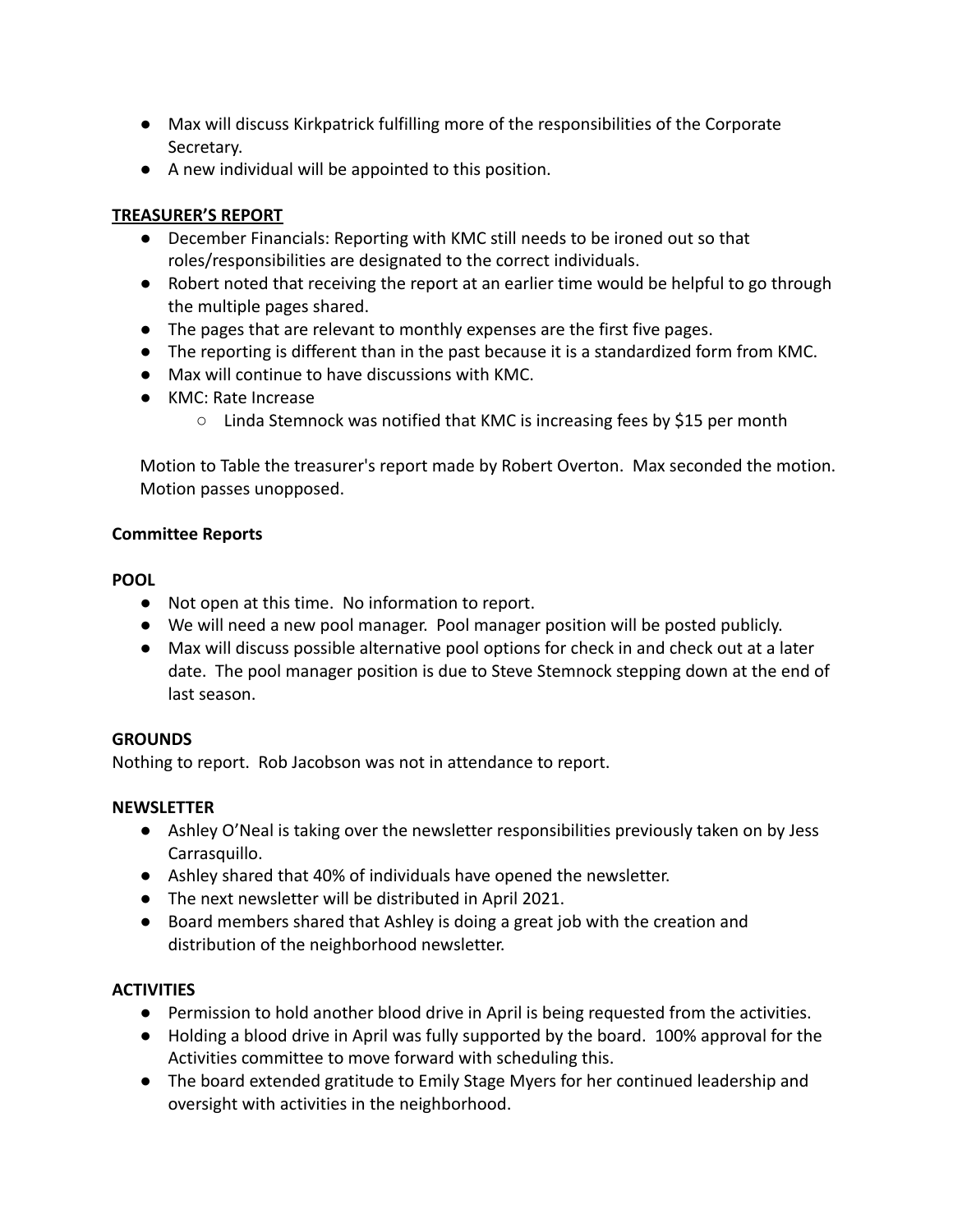- Max will discuss Kirkpatrick fulfilling more of the responsibilities of the Corporate Secretary.
- A new individual will be appointed to this position.

**TREASURER'S REPORT**

- December Financials: Reporting with KMC still needs to be ironed out so that roles/responsibilities are designated to the correct individuals.
- Robert noted that receiving the report at an earlier time would be helpful to go through the multiple pages shared.
- The pages that are relevant to monthly expenses are the first five pages.
- The reporting is different than in the past because it is a standardized form from KMC.
- Max will continue to have discussions with KMC.
- KMC: Rate Increase
    - Linda Stemnock was notified that KMC is increasing fees by $15 per month

Motion to Table the treasurer's report made by Robert Overton. Max seconded the motion. Motion passes unopposed.

**Committee Reports**

**POOL**

- Not open at this time. No information to report.
- We will need a new pool manager. Pool manager position will be posted publicly.
- Max will discuss possible alternative pool options for check in and check out at a later date. The pool manager position is due to Steve Stemnock stepping down at the end of last season.

**GROUNDS**

Nothing to report. Rob Jacobson was not in attendance to report.

**NEWSLETTER**

- Ashley O'Neal is taking over the newsletter responsibilities previously taken on by Jess Carrasquillo.
- Ashley shared that 40% of individuals have opened the newsletter.
- The next newsletter will be distributed in April 2021.
- Board members shared that Ashley is doing a great job with the creation and distribution of the neighborhood newsletter.

**ACTIVITIES**

- Permission to hold another blood drive in April is being requested from the activities.
- Holding a blood drive in April was fully supported by the board. 100% approval for the Activities committee to move forward with scheduling this.
- The board extended gratitude to Emily Stage Myers for her continued leadership and oversight with activities in the neighborhood.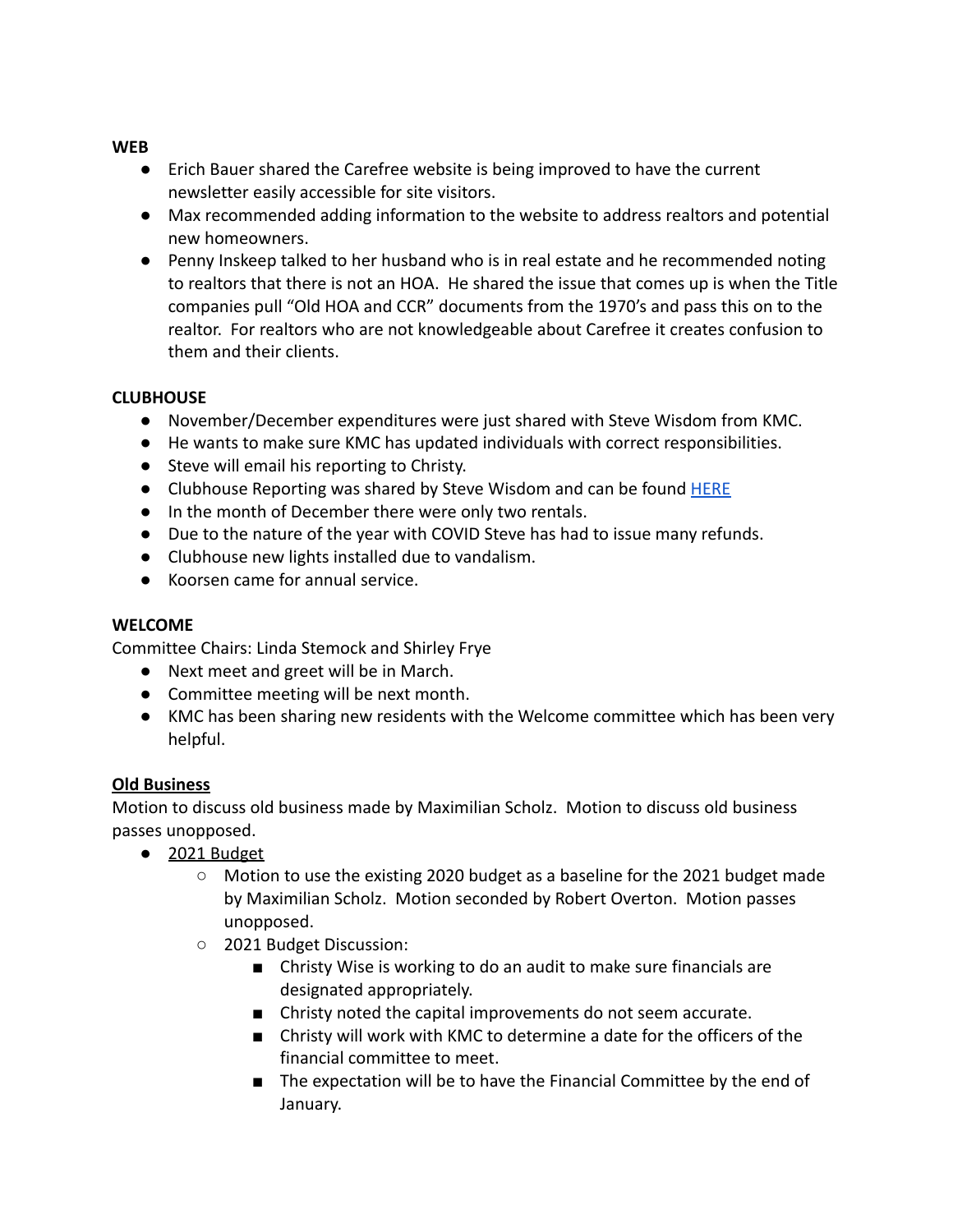**WEB**

- Erich Bauer shared the Carefree website is being improved to have the current newsletter easily accessible for site visitors.
- Max recommended adding information to the website to address realtors and potential new homeowners.
- Penny Inskeep talked to her husband who is in real estate and he recommended noting to realtors that there is not an HOA. He shared the issue that comes up is when the Title companies pull "Old HOA and CCR" documents from the 1970's and pass this on to the realtor. For realtors who are not knowledgeable about Carefree it creates confusion to them and their clients.

**CLUBHOUSE**

- November/December expenditures were just shared with Steve Wisdom from KMC.
- He wants to make sure KMC has updated individuals with correct responsibilities.
- Steve will email his reporting to Christy.
- Clubhouse Reporting was shared by Steve Wisdom and can be found HERE
- In the month of December there were only two rentals.
- Due to the nature of the year with COVID Steve has had to issue many refunds.
- Clubhouse new lights installed due to vandalism.
- Koorsen came for annual service.

**WELCOME**

Committee Chairs: Linda Stemock and Shirley Frye

- Next meet and greet will be in March.
- Committee meeting will be next month.
- KMC has been sharing new residents with the Welcome committee which has been very helpful.

**Old Business**

Motion to discuss old business made by Maximilian Scholz. Motion to discuss old business passes unopposed.

- 2021 Budget
  - Motion to use the existing 2020 budget as a baseline for the 2021 budget made by Maximilian Scholz. Motion seconded by Robert Overton. Motion passes unopposed.
  - 2021 Budget Discussion:
    - Christy Wise is working to do an audit to make sure financials are designated appropriately.
    - Christy noted the capital improvements do not seem accurate.
    - Christy will work with KMC to determine a date for the officers of the financial committee to meet.
    - The expectation will be to have the Financial Committee by the end of January.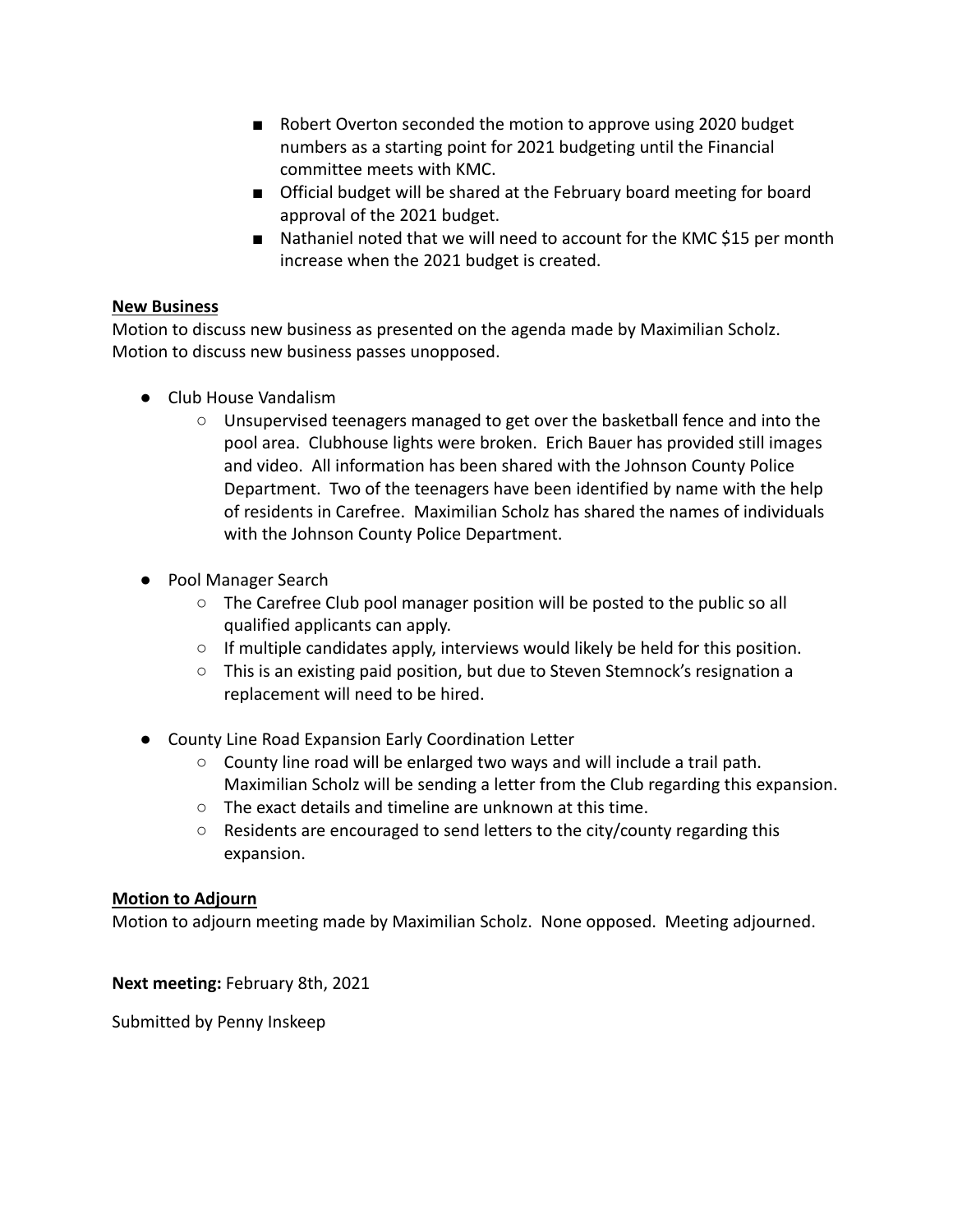- Robert Overton seconded the motion to approve using 2020 budget numbers as a starting point for 2021 budgeting until the Financial committee meets with KMC.
      - Official budget will be shared at the February board meeting for board approval of the 2021 budget.
      - Nathaniel noted that we will need to account for the KMC $15 per month increase when the 2021 budget is created.

**New Business**

Motion to discuss new business as presented on the agenda made by Maximilian Scholz.
Motion to discuss new business passes unopposed.

- Club House Vandalism
  - Unsupervised teenagers managed to get over the basketball fence and into the pool area. Clubhouse lights were broken. Erich Bauer has provided still images and video. All information has been shared with the Johnson County Police Department. Two of the teenagers have been identified by name with the help of residents in Carefree. Maximilian Scholz has shared the names of individuals with the Johnson County Police Department.
- Pool Manager Search
  - The Carefree Club pool manager position will be posted to the public so all qualified applicants can apply.
  - If multiple candidates apply, interviews would likely be held for this position.
  - This is an existing paid position, but due to Steven Stemnock's resignation a replacement will need to be hired.
- County Line Road Expansion Early Coordination Letter
  - County line road will be enlarged two ways and will include a trail path. Maximilian Scholz will be sending a letter from the Club regarding this expansion.
  - The exact details and timeline are unknown at this time.
  - Residents are encouraged to send letters to the city/county regarding this expansion.

**Motion to Adjourn**

Motion to adjourn meeting made by Maximilian Scholz. None opposed. Meeting adjourned.

**Next meeting:** February 8th, 2021

Submitted by Penny Inskeep